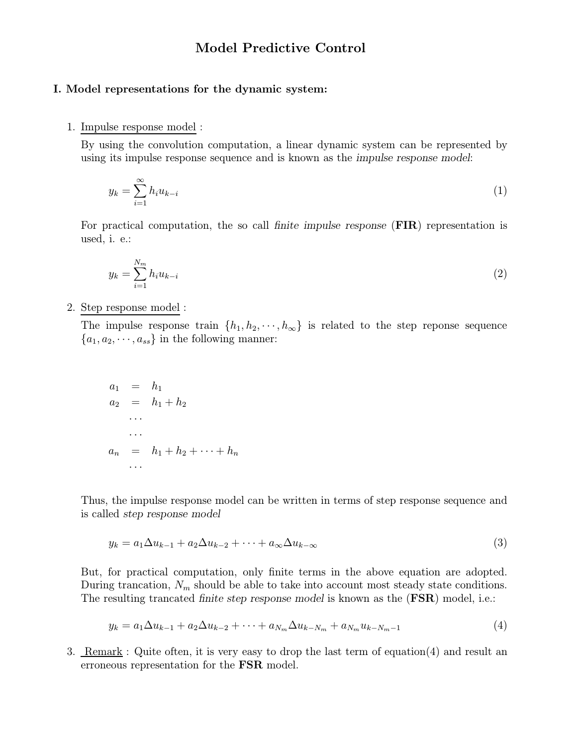# Model Predictive Control

## I. Model representations for the dynamic system:

1. Impulse response model :

   By using the convolution computation, a linear dynamic system can be represented by using its impulse response sequence and is known as the *impulse response model*:

$$y_k = \sum_{i=1}^{\infty} h_i u_{k-i} \tag{1}$$

   For practical computation, the so call *finite impulse response* (**FIR**) representation is used, i. e.:

$$y_k = \sum_{i=1}^{N_m} h_i u_{k-i} \tag{2}$$

2. Step response model :

   The impulse response train $\{h_1, h_2, \cdots, h_\infty\}$ is related to the step reponse sequence $\{a_1, a_2, \cdots, a_{ss}\}$ in the following manner:

$$\begin{aligned}
a_1 &= h_1 \\
a_2 &= h_1 + h_2 \\
&\cdots \\
&\cdots \\
a_n &= h_1 + h_2 + \cdots + h_n \\
&\cdots
\end{aligned}$$

   Thus, the impulse response model can be written in terms of step response sequence and is called *step response model*

$$y_k = a_1 \Delta u_{k-1} + a_2 \Delta u_{k-2} + \cdots + a_\infty \Delta u_{k-\infty} \tag{3}$$

   But, for practical computation, only finite terms in the above equation are adopted. During trancation, $N_m$ should be able to take into account most steady state conditions. The resulting trancated *finite step response model* is known as the (**FSR**) model, i.e.:

$$y_k = a_1 \Delta u_{k-1} + a_2 \Delta u_{k-2} + \cdots + a_{N_m} \Delta u_{k-N_m} + a_{N_m} u_{k-N_m-1} \tag{4}$$

3. Remark : Quite often, it is very easy to drop the last term of equation(4) and result an erroneous representation for the **FSR** model.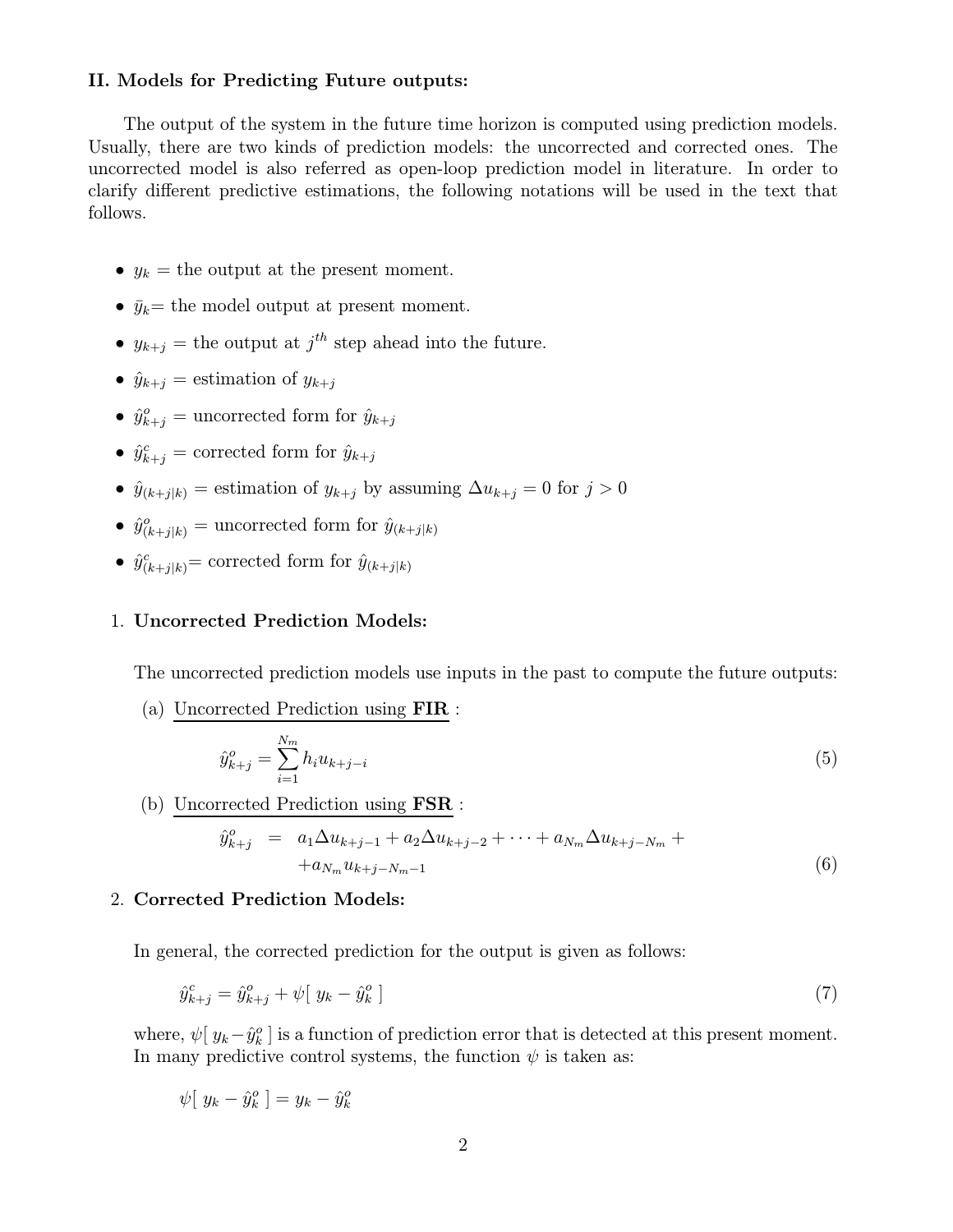## II. Models for Predicting Future outputs:

The output of the system in the future time horizon is computed using prediction models. Usually, there are two kinds of prediction models: the uncorrected and corrected ones. The uncorrected model is also referred as open-loop prediction model in literature. In order to clarify different predictive estimations, the following notations will be used in the text that follows.

- $y_k$ = the output at the present moment.
- $\bar{y}_k$= the model output at present moment.
- $y_{k+j}$ = the output at $j^{th}$ step ahead into the future.
- $\hat{y}_{k+j}$ = estimation of $y_{k+j}$
- $\hat{y}^o_{k+j}$ = uncorrected form for $\hat{y}_{k+j}$
- $\hat{y}^c_{k+j}$ = corrected form for $\hat{y}_{k+j}$
- $\hat{y}_{(k+j|k)}$ = estimation of $y_{k+j}$ by assuming $\Delta u_{k+j} = 0$ for $j > 0$
- $\hat{y}^o_{(k+j|k)}$ = uncorrected form for $\hat{y}_{(k+j|k)}$
- $\hat{y}^c_{(k+j|k)}$= corrected form for $\hat{y}_{(k+j|k)}$

1. **Uncorrected Prediction Models:**

   The uncorrected prediction models use inputs in the past to compute the future outputs:

   (a) Uncorrected Prediction using **FIR** :

   $$\hat{y}^o_{k+j} = \sum_{i=1}^{N_m} h_i u_{k+j-i} \tag{5}$$

   (b) Uncorrected Prediction using **FSR** :

   $$\begin{aligned} \hat{y}^o_{k+j} &= a_1 \Delta u_{k+j-1} + a_2 \Delta u_{k+j-2} + \cdots + a_{N_m} \Delta u_{k+j-N_m} + \\ &\quad + a_{N_m} u_{k+j-N_m-1} \end{aligned} \tag{6}$$

2. **Corrected Prediction Models:**

   In general, the corrected prediction for the output is given as follows:

   $$\hat{y}^c_{k+j} = \hat{y}^o_{k+j} + \psi[\ y_k - \hat{y}^o_k\ ] \tag{7}$$

   where, $\psi[\ y_k - \hat{y}^o_k\ ]$ is a function of prediction error that is detected at this present moment. In many predictive control systems, the function $\psi$ is taken as:

   $$\psi[\ y_k - \hat{y}^o_k\ ] = y_k - \hat{y}^o_k$$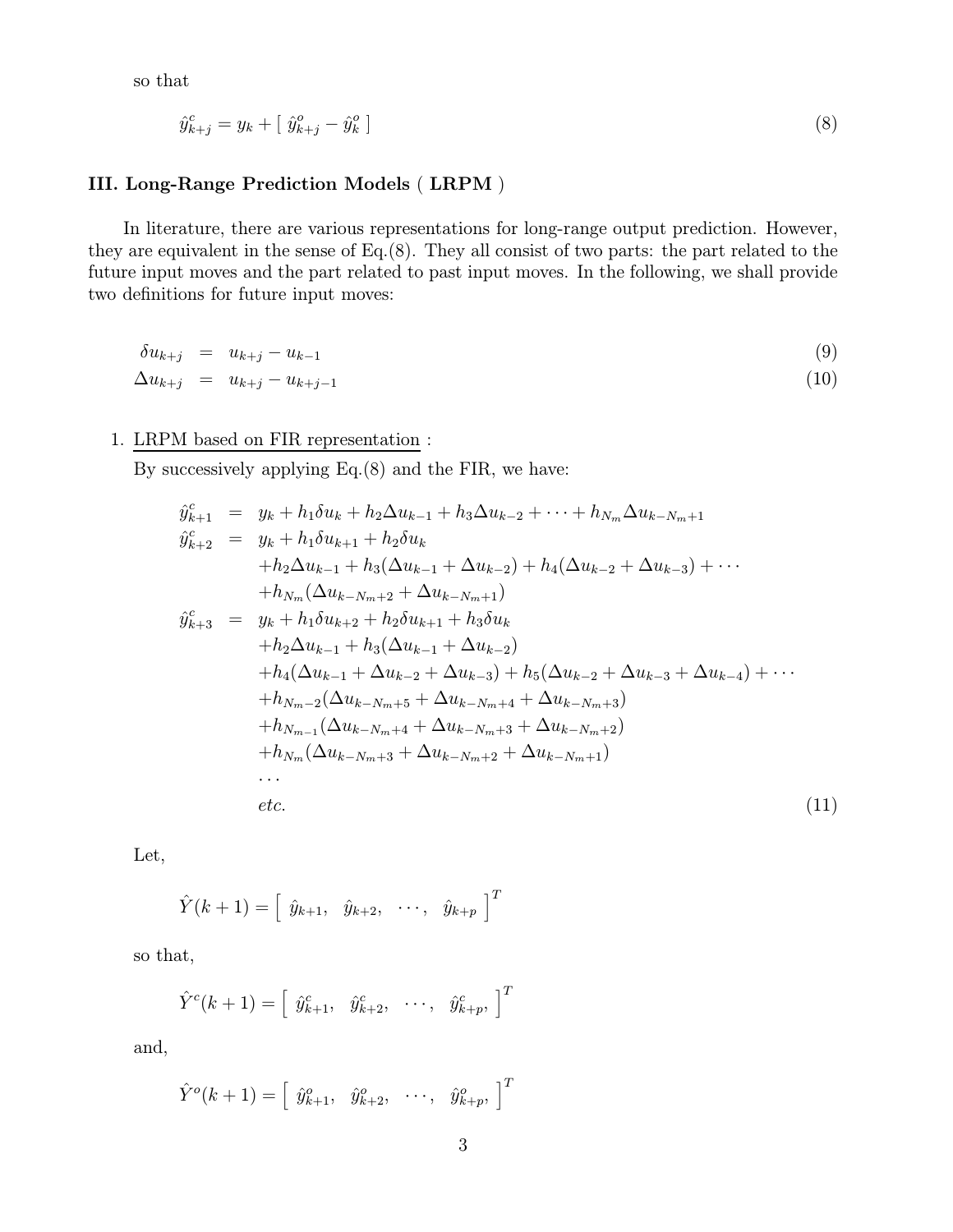so that

$$\hat{y}^c_{k+j} = y_k + [\ \hat{y}^o_{k+j} - \hat{y}^o_k\ ] \tag{8}$$

### III. Long-Range Prediction Models ( LRPM )

In literature, there are various representations for long-range output prediction. However, they are equivalent in the sense of Eq.(8). They all consist of two parts: the part related to the future input moves and the part related to past input moves. In the following, we shall provide two definitions for future input moves:

$$\delta u_{k+j} = u_{k+j} - u_{k-1} \tag{9}$$

$$\Delta u_{k+j} = u_{k+j} - u_{k+j-1} \tag{10}$$

1. <u>LRPM based on FIR representation</u> :

   By successively applying Eq.(8) and the FIR, we have:

$$\begin{aligned}
\hat{y}^c_{k+1} &= y_k + h_1\delta u_k + h_2\Delta u_{k-1} + h_3\Delta u_{k-2} + \cdots + h_{N_m}\Delta u_{k-N_m+1} \\
\hat{y}^c_{k+2} &= y_k + h_1\delta u_{k+1} + h_2\delta u_k \\
&\quad + h_2\Delta u_{k-1} + h_3(\Delta u_{k-1} + \Delta u_{k-2}) + h_4(\Delta u_{k-2} + \Delta u_{k-3}) + \cdots \\
&\quad + h_{N_m}(\Delta u_{k-N_m+2} + \Delta u_{k-N_m+1}) \\
\hat{y}^c_{k+3} &= y_k + h_1\delta u_{k+2} + h_2\delta u_{k+1} + h_3\delta u_k \\
&\quad + h_2\Delta u_{k-1} + h_3(\Delta u_{k-1} + \Delta u_{k-2}) \\
&\quad + h_4(\Delta u_{k-1} + \Delta u_{k-2} + \Delta u_{k-3}) + h_5(\Delta u_{k-2} + \Delta u_{k-3} + \Delta u_{k-4}) + \cdots \\
&\quad + h_{N_m-2}(\Delta u_{k-N_m+5} + \Delta u_{k-N_m+4} + \Delta u_{k-N_m+3}) \\
&\quad + h_{N_{m-1}}(\Delta u_{k-N_m+4} + \Delta u_{k-N_m+3} + \Delta u_{k-N_m+2}) \\
&\quad + h_{N_m}(\Delta u_{k-N_m+3} + \Delta u_{k-N_m+2} + \Delta u_{k-N_m+1}) \\
&\quad \cdots \\
&\quad etc.
\end{aligned} \tag{11}$$

   Let,

$$\hat{Y}(k+1) = \left[\ \hat{y}_{k+1},\ \ \hat{y}_{k+2},\ \ \cdots,\ \ \hat{y}_{k+p}\ \right]^T$$

   so that,

$$\hat{Y}^c(k+1) = \left[\ \hat{y}^c_{k+1},\ \ \hat{y}^c_{k+2},\ \ \cdots,\ \ \hat{y}^c_{k+p},\ \right]^T$$

   and,

$$\hat{Y}^o(k+1) = \left[\ \hat{y}^o_{k+1},\ \ \hat{y}^o_{k+2},\ \ \cdots,\ \ \hat{y}^o_{k+p},\ \right]^T$$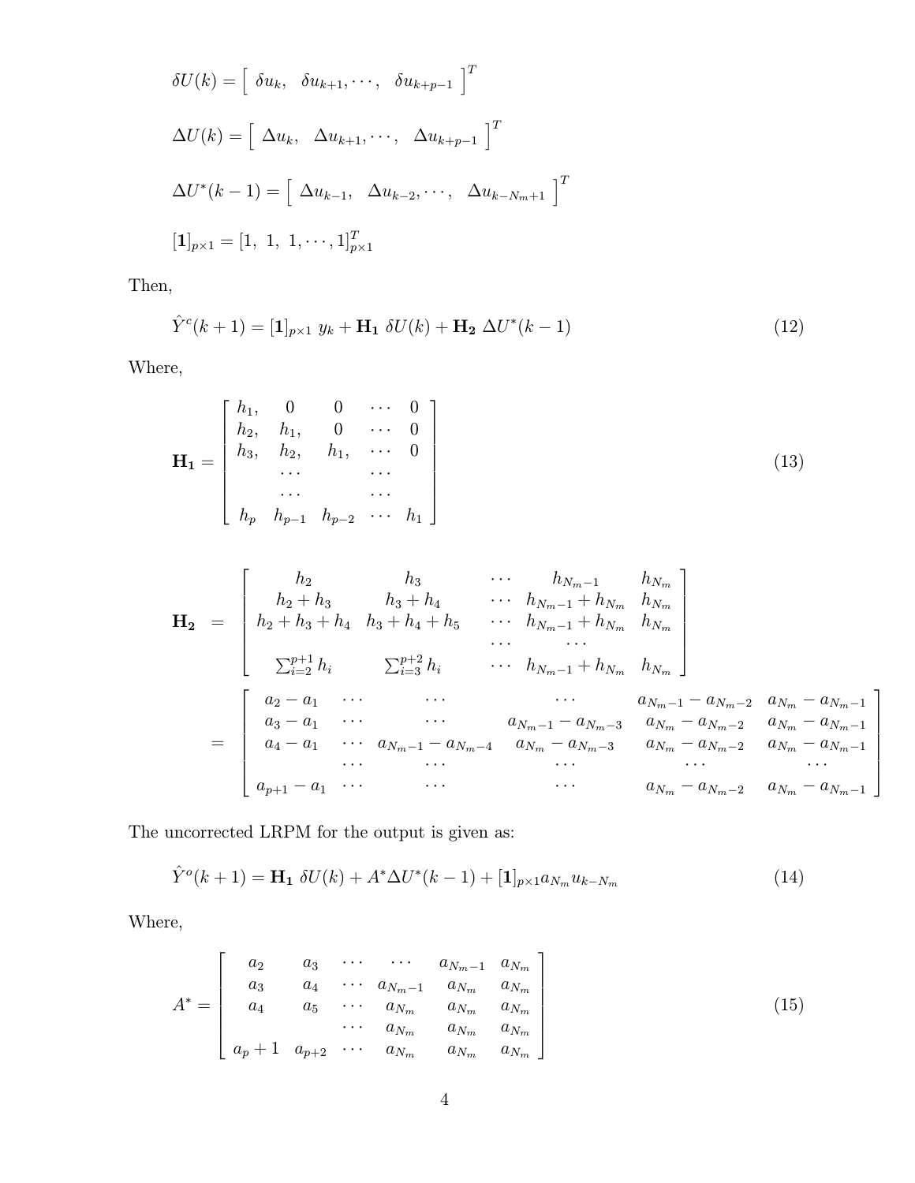$$\delta U(k) = \left[ \begin{array}{ccc} \delta u_k, & \delta u_{k+1}, \cdots, & \delta u_{k+p-1} \end{array} \right]^T$$

$$\Delta U(k) = \left[ \begin{array}{ccc} \Delta u_k, & \Delta u_{k+1}, \cdots, & \Delta u_{k+p-1} \end{array} \right]^T$$

$$\Delta U^*(k-1) = \left[ \begin{array}{ccc} \Delta u_{k-1}, & \Delta u_{k-2}, \cdots, & \Delta u_{k-N_m+1} \end{array} \right]^T$$

$$[\mathbf{1}]_{p\times 1} = [1,\ 1,\ 1, \cdots, 1]^T_{p\times 1}$$

Then,

$$\hat{Y}^c(k+1) = [\mathbf{1}]_{p\times 1}\ y_k + \mathbf{H_1}\ \delta U(k) + \mathbf{H_2}\ \Delta U^*(k-1) \tag{12}$$

Where,

$$\mathbf{H_1} = \left[ \begin{array}{ccccc} h_1, & 0 & 0 & \cdots & 0 \\ h_2, & h_1, & 0 & \cdots & 0 \\ h_3, & h_2, & h_1, & \cdots & 0 \\ & \cdots & & \cdots & \\ & \cdots & & \cdots & \\ h_p & h_{p-1} & h_{p-2} & \cdots & h_1 \end{array} \right] \tag{13}$$

$$\begin{aligned}
\mathbf{H_2} &= \left[ \begin{array}{ccccc} h_2 & h_3 & \cdots & h_{N_m-1} & h_{N_m} \\ h_2+h_3 & h_3+h_4 & \cdots & h_{N_m-1}+h_{N_m} & h_{N_m} \\ h_2+h_3+h_4 & h_3+h_4+h_5 & \cdots & h_{N_m-1}+h_{N_m} & h_{N_m} \\ & & \cdots & \cdots & \\ \sum_{i=2}^{p+1} h_i & \sum_{i=3}^{p+2} h_i & \cdots & h_{N_m-1}+h_{N_m} & h_{N_m} \end{array} \right] \\
&= \left[ \begin{array}{cccccc} a_2-a_1 & \cdots & \cdots & \cdots & a_{N_m-1}-a_{N_m-2} & a_{N_m}-a_{N_m-1} \\ a_3-a_1 & \cdots & \cdots & a_{N_m-1}-a_{N_m-3} & a_{N_m}-a_{N_m-2} & a_{N_m}-a_{N_m-1} \\ a_4-a_1 & \cdots & a_{N_m-1}-a_{N_m-4} & a_{N_m}-a_{N_m-3} & a_{N_m}-a_{N_m-2} & a_{N_m}-a_{N_m-1} \\ & \cdots & \cdots & \cdots & \cdots & \cdots \\ a_{p+1}-a_1 & \cdots & \cdots & \cdots & a_{N_m}-a_{N_m-2} & a_{N_m}-a_{N_m-1} \end{array} \right]
\end{aligned}$$

The uncorrected LRPM for the output is given as:

$$\hat{Y}^o(k+1) = \mathbf{H_1}\ \delta U(k) + A^* \Delta U^*(k-1) + [\mathbf{1}]_{p\times 1} a_{N_m} u_{k-N_m} \tag{14}$$

Where,

$$A^* = \left[ \begin{array}{cccccc} a_2 & a_3 & \cdots & \cdots & a_{N_m-1} & a_{N_m} \\ a_3 & a_4 & \cdots & a_{N_m-1} & a_{N_m} & a_{N_m} \\ a_4 & a_5 & \cdots & a_{N_m} & a_{N_m} & a_{N_m} \\ & & \cdots & a_{N_m} & a_{N_m} & a_{N_m} \\ a_p+1 & a_{p+2} & \cdots & a_{N_m} & a_{N_m} & a_{N_m} \end{array} \right] \tag{15}$$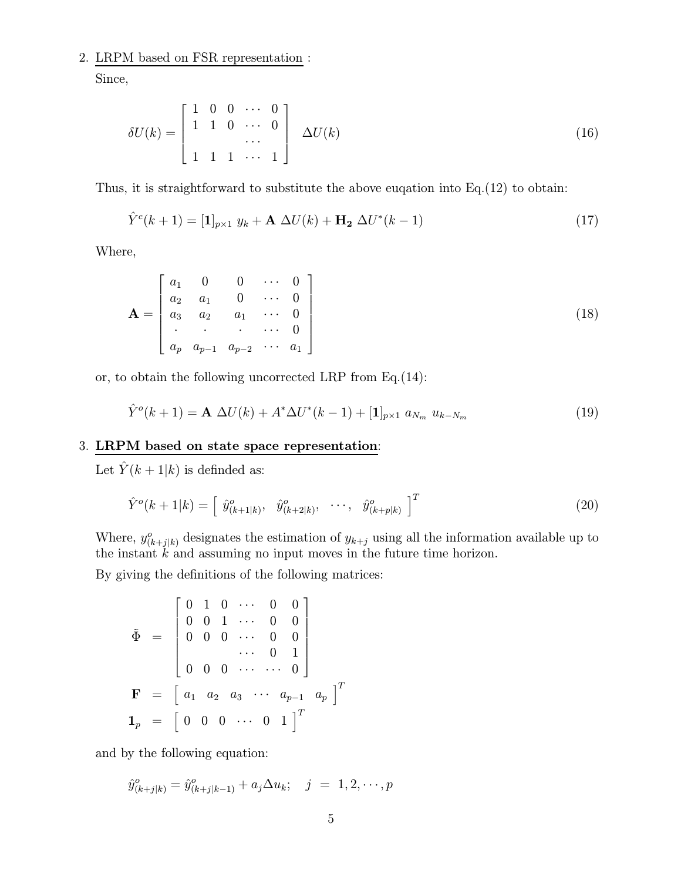2. <u>LRPM based on FSR representation</u> :

   Since,

$$
\delta U(k) = \begin{bmatrix} 1 & 0 & 0 & \cdots & 0 \\ 1 & 1 & 0 & \cdots & 0 \\ & & & \cdots & \\ 1 & 1 & 1 & \cdots & 1 \end{bmatrix} \quad \Delta U(k) \tag{16}
$$

   Thus, it is straightforward to substitute the above euqation into Eq.(12) to obtain:

$$
\hat{Y}^c(k+1) = [\mathbf{1}]_{p\times 1}\ y_k + \mathbf{A}\ \Delta U(k) + \mathbf{H_2}\ \Delta U^*(k-1) \tag{17}
$$

   Where,

$$
\mathbf{A} = \begin{bmatrix} a_1 & 0 & 0 & \cdots & 0 \\ a_2 & a_1 & 0 & \cdots & 0 \\ a_3 & a_2 & a_1 & \cdots & 0 \\ \cdot & \cdot & \cdot & \cdots & 0 \\ a_p & a_{p-1} & a_{p-2} & \cdots & a_1 \end{bmatrix} \tag{18}
$$

   or, to obtain the following uncorrected LRP from Eq.(14):

$$
\hat{Y}^o(k+1) = \mathbf{A}\ \Delta U(k) + A^* \Delta U^*(k-1) + [\mathbf{1}]_{p\times 1}\ a_{N_m}\ u_{k-N_m} \tag{19}
$$

3. <u>**LRPM based on state space representation**</u>:

   Let $\hat{Y}(k+1|k)$ is definded as:

$$
\hat{Y}^o(k+1|k) = \begin{bmatrix} \hat{y}^o_{(k+1|k)}, & \hat{y}^o_{(k+2|k)}, & \cdots, & \hat{y}^o_{(k+p|k)} \end{bmatrix}^T \tag{20}
$$

   Where, $y^o_{(k+j|k)}$ designates the estimation of $y_{k+j}$ using all the information available up to the instant $k$ and assuming no input moves in the future time horizon.

   By giving the definitions of the following matrices:

$$
\begin{aligned}
\tilde{\Phi} &= \begin{bmatrix} 0 & 1 & 0 & \cdots & 0 & 0 \\ 0 & 0 & 1 & \cdots & 0 & 0 \\ 0 & 0 & 0 & \cdots & 0 & 0 \\ & & & \cdots & 0 & 1 \\ 0 & 0 & 0 & \cdots & \cdots & 0 \end{bmatrix} \\
\mathbf{F} &= \begin{bmatrix} a_1 & a_2 & a_3 & \cdots & a_{p-1} & a_p \end{bmatrix}^T \\
\mathbf{1}_p &= \begin{bmatrix} 0 & 0 & 0 & \cdots & 0 & 1 \end{bmatrix}^T
\end{aligned}
$$

   and by the following equation:

$$
\hat{y}^o_{(k+j|k)} = \hat{y}^o_{(k+j|k-1)} + a_j \Delta u_k; \quad j \ = \ 1, 2, \cdots, p
$$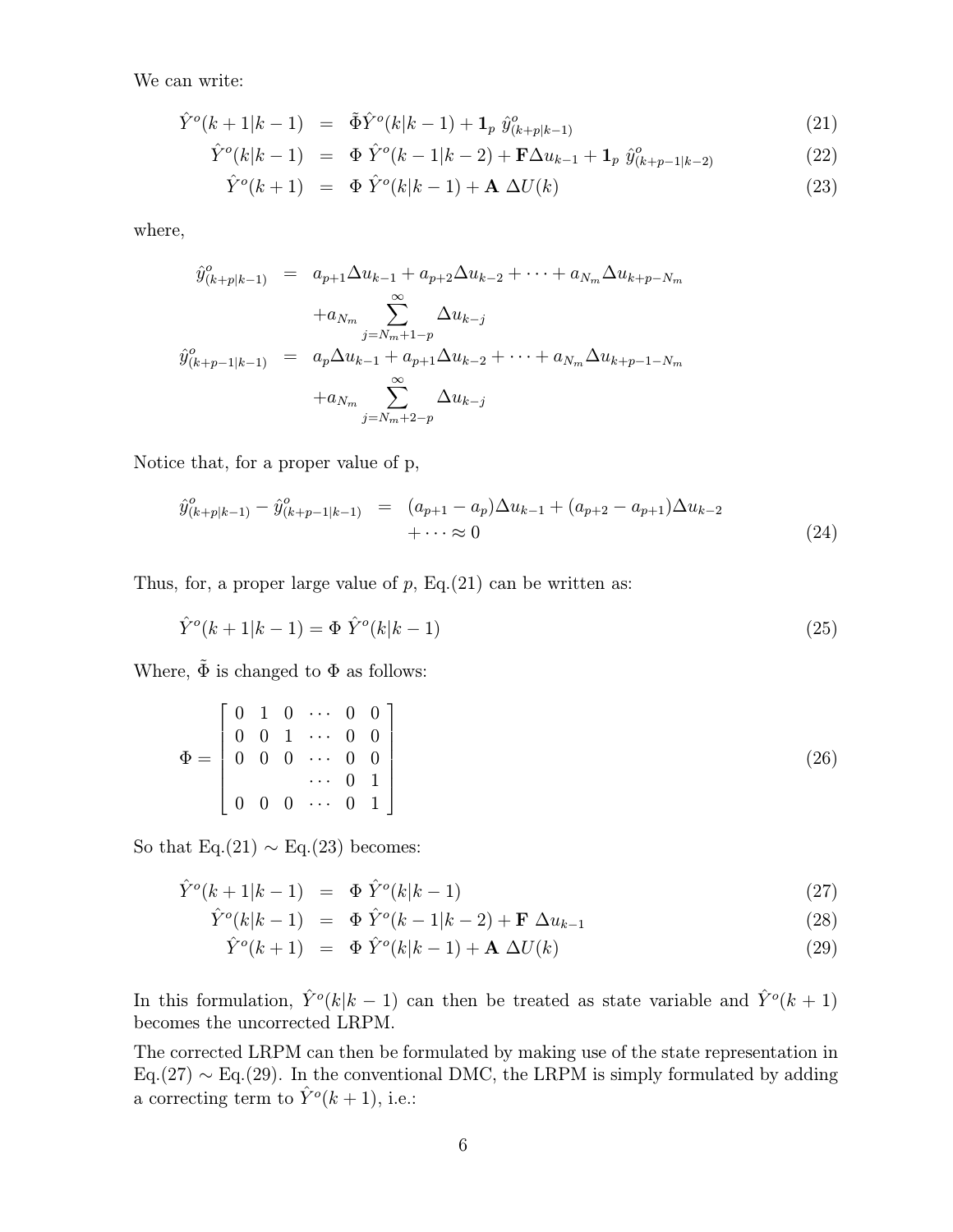We can write:

$$
\begin{aligned}
\hat{Y}^o(k+1|k-1) &= \tilde{\Phi}\hat{Y}^o(k|k-1) + \mathbf{1}_p \ \hat{y}^o_{(k+p|k-1)} \quad (21)\\
\hat{Y}^o(k|k-1) &= \Phi \ \hat{Y}^o(k-1|k-2) + \mathbf{F}\Delta u_{k-1} + \mathbf{1}_p \ \hat{y}^o_{(k+p-1|k-2)} \quad (22)\\
\hat{Y}^o(k+1) &= \Phi \ \hat{Y}^o(k|k-1) + \mathbf{A} \ \Delta U(k) \quad (23)
\end{aligned}
$$

where,

$$
\begin{aligned}
\hat{y}^o_{(k+p|k-1)} &= a_{p+1}\Delta u_{k-1} + a_{p+2}\Delta u_{k-2} + \cdots + a_{N_m}\Delta u_{k+p-N_m}\\
&\quad + a_{N_m}\sum_{j=N_m+1-p}^{\infty} \Delta u_{k-j}\\
\hat{y}^o_{(k+p-1|k-1)} &= a_{p}\Delta u_{k-1} + a_{p+1}\Delta u_{k-2} + \cdots + a_{N_m}\Delta u_{k+p-1-N_m}\\
&\quad + a_{N_m}\sum_{j=N_m+2-p}^{\infty} \Delta u_{k-j}
\end{aligned}
$$

Notice that, for a proper value of p,

$$
\begin{aligned}
\hat{y}^o_{(k+p|k-1)} - \hat{y}^o_{(k+p-1|k-1)} &= (a_{p+1}-a_p)\Delta u_{k-1} + (a_{p+2}-a_{p+1})\Delta u_{k-2}\\
&\quad + \cdots \approx 0 \quad (24)
\end{aligned}
$$

Thus, for, a proper large value of $p$, Eq.(21) can be written as:

$$
\hat{Y}^o(k+1|k-1) = \Phi \ \hat{Y}^o(k|k-1) \quad (25)
$$

Where, $\tilde{\Phi}$ is changed to $\Phi$ as follows:

$$
\Phi = \begin{bmatrix} 0 & 1 & 0 & \cdots & 0 & 0 \\ 0 & 0 & 1 & \cdots & 0 & 0 \\ 0 & 0 & 0 & \cdots & 0 & 0 \\ & & & \cdots & 0 & 1 \\ 0 & 0 & 0 & \cdots & 0 & 1 \end{bmatrix} \quad (26)
$$

So that Eq.(21) $\sim$ Eq.(23) becomes:

$$
\begin{aligned}
\hat{Y}^o(k+1|k-1) &= \Phi \ \hat{Y}^o(k|k-1) \quad (27)\\
\hat{Y}^o(k|k-1) &= \Phi \ \hat{Y}^o(k-1|k-2) + \mathbf{F} \ \Delta u_{k-1} \quad (28)\\
\hat{Y}^o(k+1) &= \Phi \ \hat{Y}^o(k|k-1) + \mathbf{A} \ \Delta U(k) \quad (29)
\end{aligned}
$$

In this formulation, $\hat{Y}^o(k|k-1)$ can then be treated as state variable and $\hat{Y}^o(k+1)$ becomes the uncorrected LRPM.

The corrected LRPM can then be formulated by making use of the state representation in Eq.(27) $\sim$ Eq.(29). In the conventional DMC, the LRPM is simply formulated by adding a correcting term to $\hat{Y}^o(k+1)$, i.e.: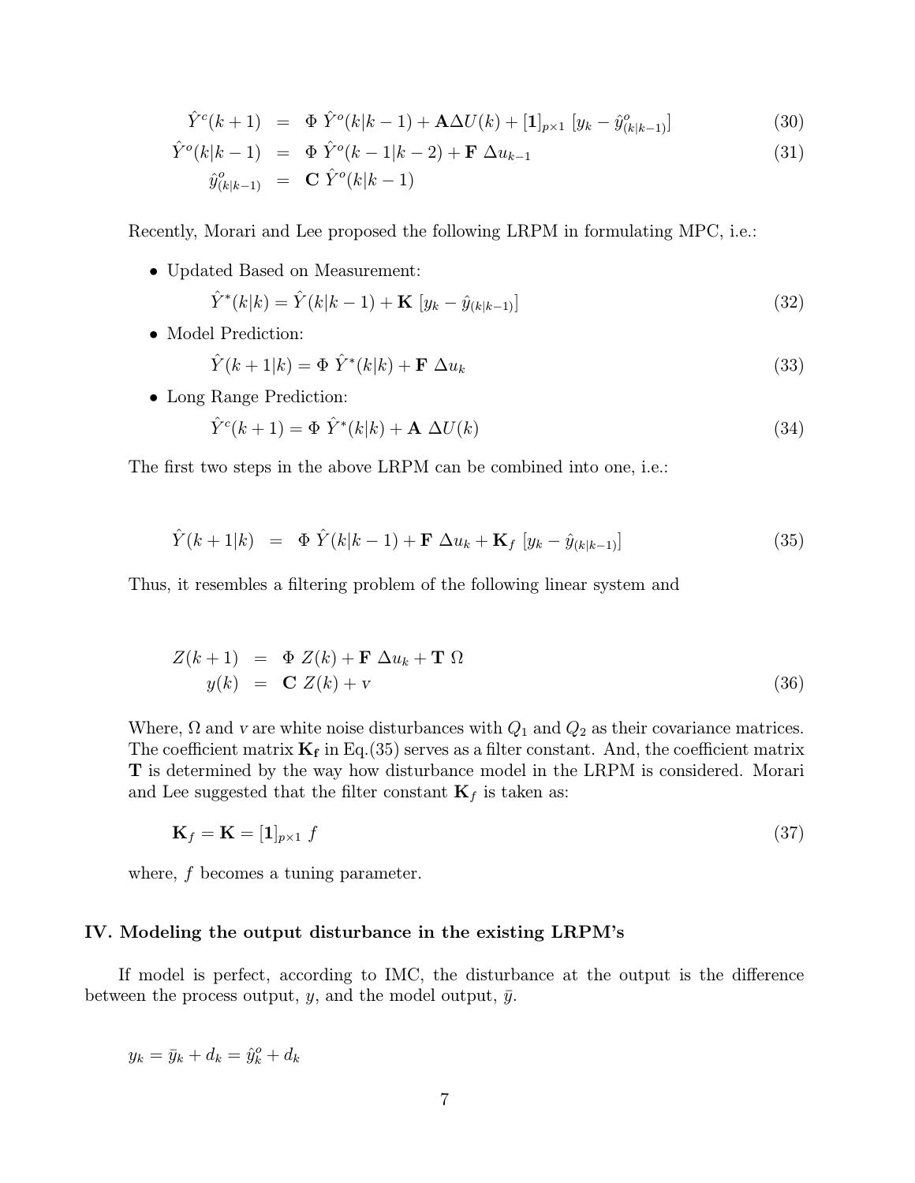$$
\begin{aligned}
\hat{Y}^c(k+1) &= \Phi\, \hat{Y}^o(k|k-1) + \mathbf{A}\Delta U(k) + [\mathbf{1}]_{p\times 1}\, [y_k - \hat{y}^o_{(k|k-1)}] && (30)\\
\hat{Y}^o(k|k-1) &= \Phi\, \hat{Y}^o(k-1|k-2) + \mathbf{F}\, \Delta u_{k-1} && (31)\\
\hat{y}^o_{(k|k-1)} &= \mathbf{C}\, \hat{Y}^o(k|k-1)
\end{aligned}
$$

Recently, Morari and Lee proposed the following LRPM in formulating MPC, i.e.:

- Updated Based on Measurement:

$$
\hat{Y}^*(k|k) = \hat{Y}(k|k-1) + \mathbf{K}\, [y_k - \hat{y}_{(k|k-1)}] \tag{32}
$$

- Model Prediction:

$$
\hat{Y}(k+1|k) = \Phi\, \hat{Y}^*(k|k) + \mathbf{F}\, \Delta u_k \tag{33}
$$

- Long Range Prediction:

$$
\hat{Y}^c(k+1) = \Phi\, \hat{Y}^*(k|k) + \mathbf{A}\, \Delta U(k) \tag{34}
$$

The first two steps in the above LRPM can be combined into one, i.e.:

$$
\hat{Y}(k+1|k) = \Phi\, \hat{Y}(k|k-1) + \mathbf{F}\, \Delta u_k + \mathbf{K}_f\, [y_k - \hat{y}_{(k|k-1)}] \tag{35}
$$

Thus, it resembles a filtering problem of the following linear system and

$$
\begin{aligned}
Z(k+1) &= \Phi\, Z(k) + \mathbf{F}\, \Delta u_k + \mathbf{T}\, \Omega \\
y(k) &= \mathbf{C}\, Z(k) + v
\end{aligned} \tag{36}
$$

Where, $\Omega$ and $v$ are white noise disturbances with $Q_1$ and $Q_2$ as their covariance matrices. The coefficient matrix $\mathbf{K_f}$ in Eq.(35) serves as a filter constant. And, the coefficient matrix $\mathbf{T}$ is determined by the way how disturbance model in the LRPM is considered. Morari and Lee suggested that the filter constant $\mathbf{K}_f$ is taken as:

$$
\mathbf{K}_f = \mathbf{K} = [\mathbf{1}]_{p\times 1}\, f \tag{37}
$$

where, $f$ becomes a tuning parameter.

## IV. Modeling the output disturbance in the existing LRPM's

If model is perfect, according to IMC, the disturbance at the output is the difference between the process output, $y$, and the model output, $\bar{y}$.

$$
y_k = \bar{y}_k + d_k = \hat{y}^o_k + d_k
$$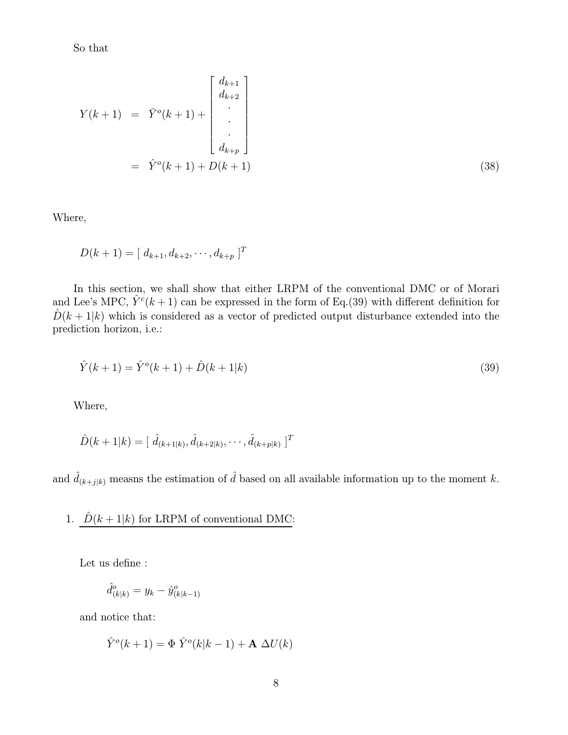So that

$$
\begin{aligned}
Y(k+1) &= \bar{Y}^o(k+1) + \begin{bmatrix} d_{k+1} \\ d_{k+2} \\ \cdot \\ \cdot \\ \cdot \\ d_{k+p} \end{bmatrix} \\
&= \hat{Y}^o(k+1) + D(k+1) \qquad (38)
\end{aligned}
$$

Where,

$$
D(k+1) = [\ d_{k+1}, d_{k+2}, \cdots, d_{k+p}\ ]^T
$$

In this section, we shall show that either LRPM of the conventional DMC or of Morari and Lee's MPC, $\hat{Y}^c(k+1)$ can be expressed in the form of Eq.(39) with different definition for $\hat{D}(k+1|k)$ which is considered as a vector of predicted output disturbance extended into the prediction horizon, i.e.:

$$
\hat{Y}(k+1) = \hat{Y}^o(k+1) + \hat{D}(k+1|k) \qquad (39)
$$

Where,

$$
\hat{D}(k+1|k) = [\ \hat{d}_{(k+1|k)}, \hat{d}_{(k+2|k)}, \cdots, \hat{d}_{(k+p|k)}\ ]^T
$$

and $\hat{d}_{(k+j|k)}$ measns the estimation of $\hat{d}$ based on all available information up to the moment $k$.

1. $\hat{D}(k+1|k)$ for LRPM of conventional DMC:

   Let us define :

   $$
   \hat{d}^o_{(k|k)} = y_k - \hat{y}^o_{(k|k-1)}
   $$

   and notice that:

   $$
   \hat{Y}^o(k+1) = \Phi\ \hat{Y}^o(k|k-1) + \mathbf{A}\ \Delta U(k)
   $$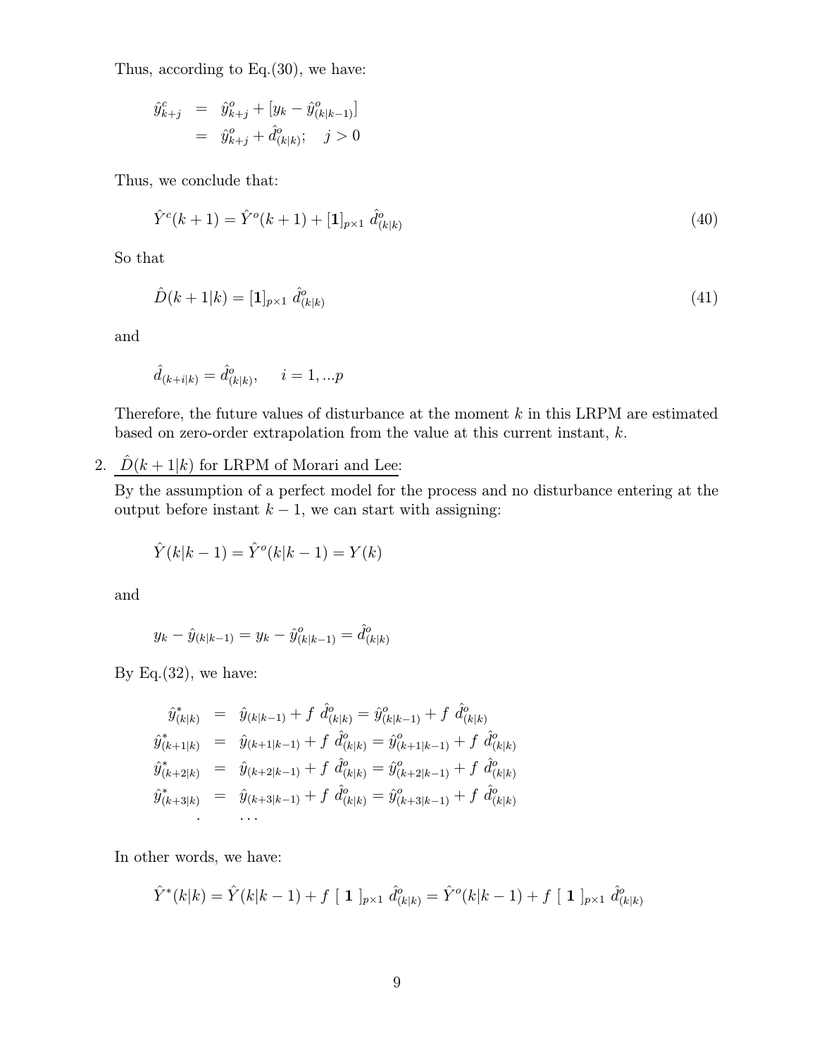Thus, according to Eq.(30), we have:

$$
\begin{aligned}
\hat{y}^c_{k+j} &= \hat{y}^o_{k+j} + [y_k - \hat{y}^o_{(k|k-1)}] \\
&= \hat{y}^o_{k+j} + \hat{d}^o_{(k|k)}; \quad j > 0
\end{aligned}
$$

Thus, we conclude that:

$$
\hat{Y}^c(k+1) = \hat{Y}^o(k+1) + [\mathbf{1}]_{p\times 1}\ \hat{d}^o_{(k|k)} \tag{40}
$$

So that

$$
\hat{D}(k+1|k) = [\mathbf{1}]_{p\times 1}\ \hat{d}^o_{(k|k)} \tag{41}
$$

and

$$
\hat{d}_{(k+i|k)} = \hat{d}^o_{(k|k)}, \quad i = 1, ...p
$$

Therefore, the future values of disturbance at the moment $k$ in this LRPM are estimated based on zero-order extrapolation from the value at this current instant, $k$.

2. $\hat{D}(k+1|k)$ for LRPM of Morari and Lee:

By the assumption of a perfect model for the process and no disturbance entering at the output before instant $k-1$, we can start with assigning:

$$
\hat{Y}(k|k-1) = \hat{Y}^o(k|k-1) = Y(k)
$$

and

$$
y_k - \hat{y}_{(k|k-1)} = y_k - \hat{y}^o_{(k|k-1)} = \hat{d}^o_{(k|k)}
$$

By Eq.(32), we have:

$$
\begin{aligned}
\hat{y}^*_{(k|k)} &= \hat{y}_{(k|k-1)} + f\ \hat{d}^o_{(k|k)} = \hat{y}^o_{(k|k-1)} + f\ \hat{d}^o_{(k|k)} \\
\hat{y}^*_{(k+1|k)} &= \hat{y}_{(k+1|k-1)} + f\ \hat{d}^o_{(k|k)} = \hat{y}^o_{(k+1|k-1)} + f\ \hat{d}^o_{(k|k)} \\
\hat{y}^*_{(k+2|k)} &= \hat{y}_{(k+2|k-1)} + f\ \hat{d}^o_{(k|k)} = \hat{y}^o_{(k+2|k-1)} + f\ \hat{d}^o_{(k|k)} \\
\hat{y}^*_{(k+3|k)} &= \hat{y}_{(k+3|k-1)} + f\ \hat{d}^o_{(k|k)} = \hat{y}^o_{(k+3|k-1)} + f\ \hat{d}^o_{(k|k)} \\
. \quad & \quad \cdots
\end{aligned}
$$

In other words, we have:

$$
\hat{Y}^*(k|k) = \hat{Y}(k|k-1) + f\ [\ \mathbf{1}\ ]_{p\times 1}\ \hat{d}^o_{(k|k)} = \hat{Y}^o(k|k-1) + f\ [\ \mathbf{1}\ ]_{p\times 1}\ \hat{d}^o_{(k|k)}
$$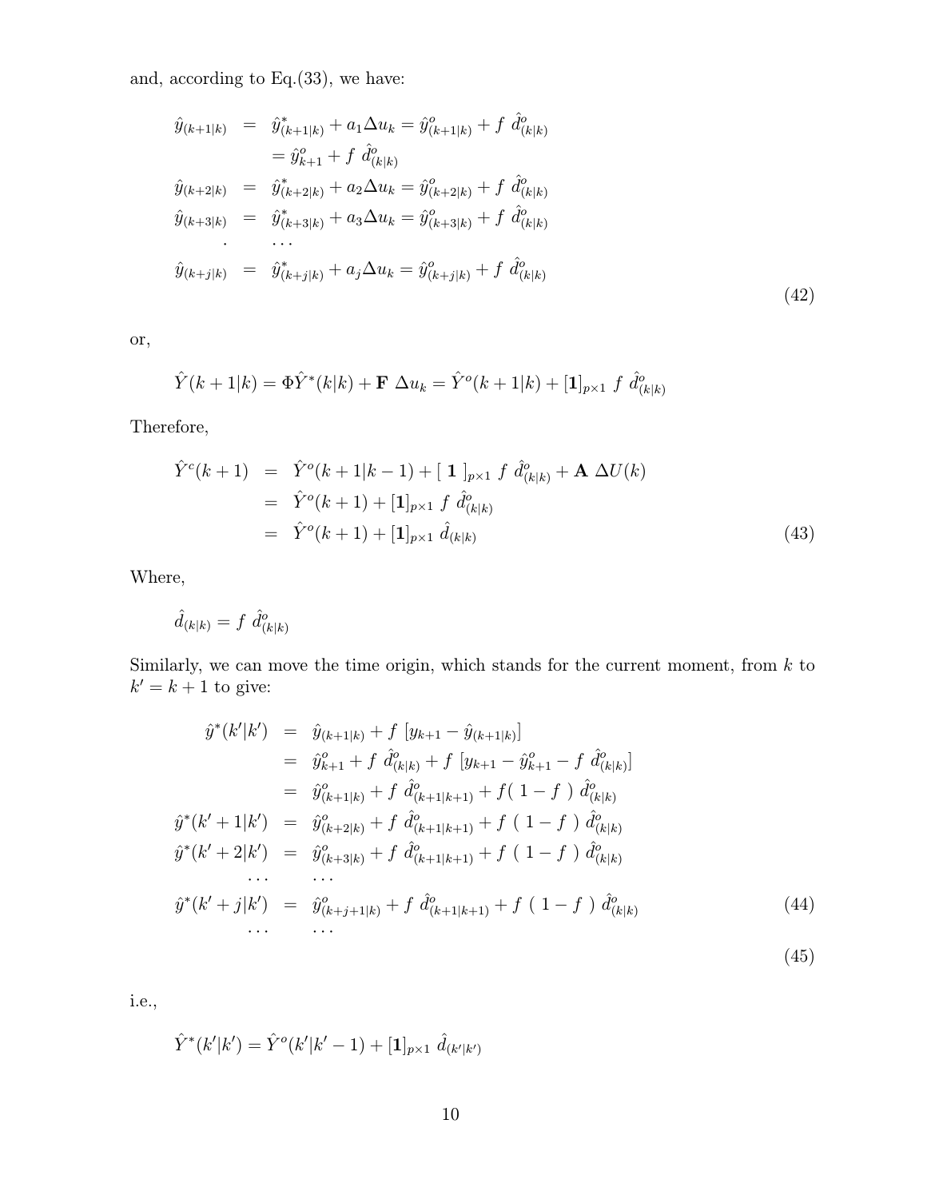and, according to Eq.(33), we have:

$$
\begin{aligned}
\hat{y}_{(k+1|k)} &= \hat{y}^*_{(k+1|k)} + a_1 \Delta u_k = \hat{y}^o_{(k+1|k)} + f\ \hat{d}^o_{(k|k)} \\
&= \hat{y}^o_{k+1} + f\ \hat{d}^o_{(k|k)} \\
\hat{y}_{(k+2|k)} &= \hat{y}^*_{(k+2|k)} + a_2 \Delta u_k = \hat{y}^o_{(k+2|k)} + f\ \hat{d}^o_{(k|k)} \\
\hat{y}_{(k+3|k)} &= \hat{y}^*_{(k+3|k)} + a_3 \Delta u_k = \hat{y}^o_{(k+3|k)} + f\ \hat{d}^o_{(k|k)} \\
. \quad & \quad \cdots \\
\hat{y}_{(k+j|k)} &= \hat{y}^*_{(k+j|k)} + a_j \Delta u_k = \hat{y}^o_{(k+j|k)} + f\ \hat{d}^o_{(k|k)}
\end{aligned}
\tag{42}
$$

or,

$$
\hat{Y}(k+1|k) = \Phi \hat{Y}^*(k|k) + \mathbf{F}\ \Delta u_k = \hat{Y}^o(k+1|k) + [\mathbf{1}]_{p\times 1}\ f\ \hat{d}^o_{(k|k)}
$$

Therefore,

$$
\begin{aligned}
\hat{Y}^c(k+1) &= \hat{Y}^o(k+1|k-1) + [\ \mathbf{1}\ ]_{p\times 1}\ f\ \hat{d}^o_{(k|k)} + \mathbf{A}\ \Delta U(k) \\
&= \hat{Y}^o(k+1) + [\mathbf{1}]_{p\times 1}\ f\ \hat{d}^o_{(k|k)} \\
&= \hat{Y}^o(k+1) + [\mathbf{1}]_{p\times 1}\ \hat{d}_{(k|k)}
\end{aligned}
\tag{43}
$$

Where,

$$
\hat{d}_{(k|k)} = f\ \hat{d}^o_{(k|k)}
$$

Similarly, we can move the time origin, which stands for the current moment, from $k$ to $k' = k+1$ to give:

$$
\begin{aligned}
\hat{y}^*(k'|k') &= \hat{y}_{(k+1|k)} + f\ [y_{k+1} - \hat{y}_{(k+1|k)}] \\
&= \hat{y}^o_{k+1} + f\ \hat{d}^o_{(k|k)} + f\ [y_{k+1} - \hat{y}^o_{k+1} - f\ \hat{d}^o_{(k|k)}] \\
&= \hat{y}^o_{(k+1|k)} + f\ \hat{d}^o_{(k+1|k+1)} + f(\ 1-f\ )\ \hat{d}^o_{(k|k)} \\
\hat{y}^*(k'+1|k') &= \hat{y}^o_{(k+2|k)} + f\ \hat{d}^o_{(k+1|k+1)} + f\ (\ 1-f\ )\ \hat{d}^o_{(k|k)} \\
\hat{y}^*(k'+2|k') &= \hat{y}^o_{(k+3|k)} + f\ \hat{d}^o_{(k+1|k+1)} + f\ (\ 1-f\ )\ \hat{d}^o_{(k|k)} \\
\cdots \quad & \quad \cdots \\
\hat{y}^*(k'+j|k') &= \hat{y}^o_{(k+j+1|k)} + f\ \hat{d}^o_{(k+1|k+1)} + f\ (\ 1-f\ )\ \hat{d}^o_{(k|k)} \qquad (44) \\
\cdots \quad & \quad \cdots
\end{aligned}
\tag{45}
$$

i.e.,

$$
\hat{Y}^*(k'|k') = \hat{Y}^o(k'|k'-1) + [\mathbf{1}]_{p\times 1}\ \hat{d}_{(k'|k')}
$$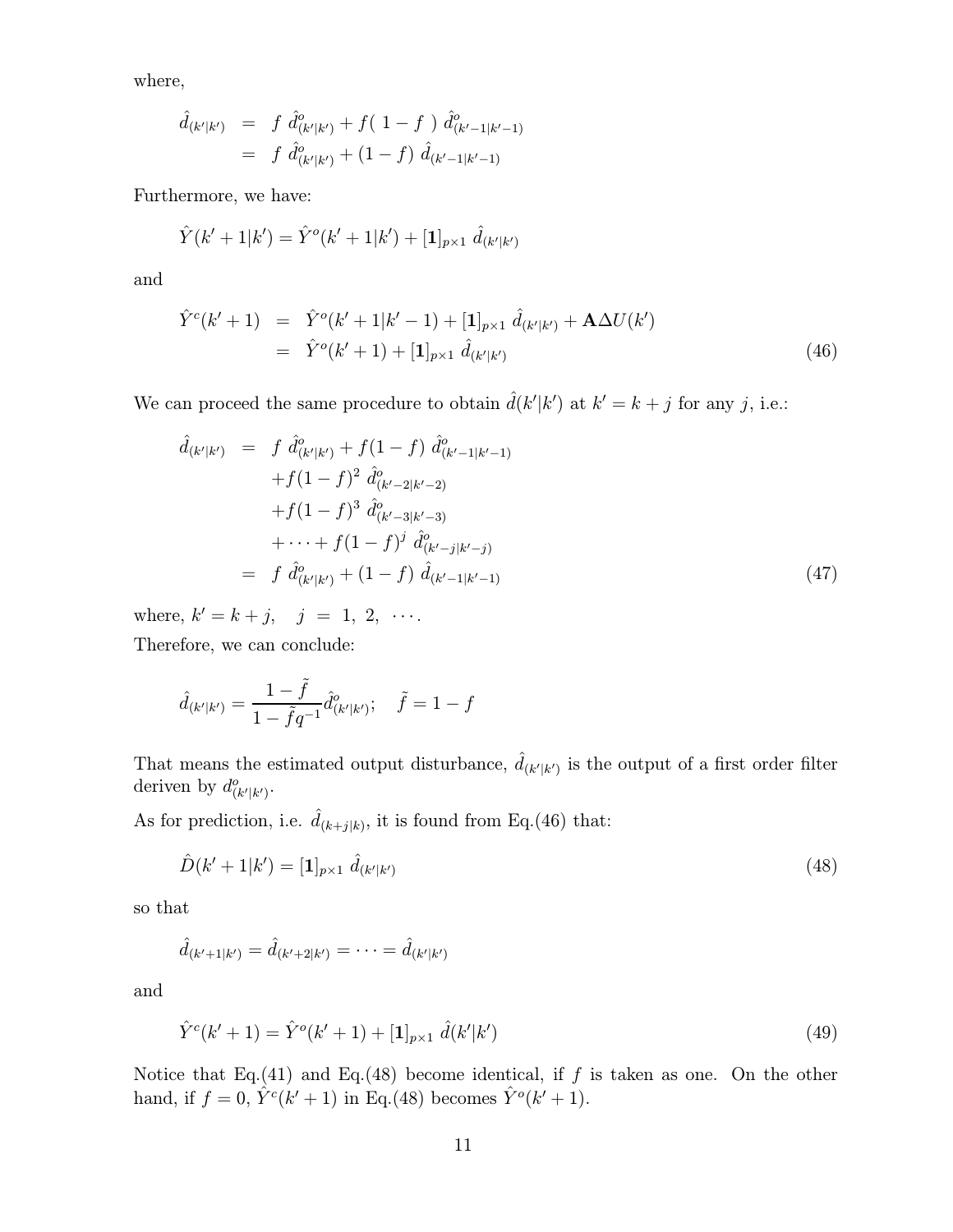where,

$$
\begin{aligned}
\hat{d}_{(k'|k')} &= f\ \hat{d}^o_{(k'|k')} + f(\ 1-f\ )\ \hat{d}^o_{(k'-1|k'-1)} \\
&= f\ \hat{d}^o_{(k'|k')} + (1-f)\ \hat{d}_{(k'-1|k'-1)}
\end{aligned}
$$

Furthermore, we have:

$$
\hat{Y}(k'+1|k') = \hat{Y}^o(k'+1|k') + [\mathbf{1}]_{p\times 1}\ \hat{d}_{(k'|k')}
$$

and

$$
\begin{aligned}
\hat{Y}^c(k'+1) &= \hat{Y}^o(k'+1|k'-1) + [\mathbf{1}]_{p\times 1}\ \hat{d}_{(k'|k')} + \mathbf{A}\Delta U(k') \\
&= \hat{Y}^o(k'+1) + [\mathbf{1}]_{p\times 1}\ \hat{d}_{(k'|k')}
\end{aligned}
\tag{46}
$$

We can proceed the same procedure to obtain $\hat{d}(k'|k')$ at $k' = k+j$ for any $j$, i.e.:

$$
\begin{aligned}
\hat{d}_{(k'|k')} &= f\ \hat{d}^o_{(k'|k')} + f(1-f)\ \hat{d}^o_{(k'-1|k'-1)} \\
&\quad + f(1-f)^2\ \hat{d}^o_{(k'-2|k'-2)} \\
&\quad + f(1-f)^3\ \hat{d}^o_{(k'-3|k'-3)} \\
&\quad + \cdots + f(1-f)^j\ \hat{d}^o_{(k'-j|k'-j)} \\
&= f\ \hat{d}^o_{(k'|k')} + (1-f)\ \hat{d}_{(k'-1|k'-1)}
\end{aligned}
\tag{47}
$$

where, $k' = k + j, \quad j\ =\ 1,\ 2,\ \cdots.$

Therefore, we can conclude:

$$
\hat{d}_{(k'|k')} = \frac{1-\tilde{f}}{1-\tilde{f}q^{-1}}\hat{d}^o_{(k'|k')}; \quad \tilde{f} = 1-f
$$

That means the estimated output disturbance, $\hat{d}_{(k'|k')}$ is the output of a first order filter deriven by $d^o_{(k'|k')}$.

As for prediction, i.e. $\hat{d}_{(k+j|k)}$, it is found from Eq.(46) that:

$$
\hat{D}(k'+1|k') = [\mathbf{1}]_{p\times 1}\ \hat{d}_{(k'|k')} \tag{48}
$$

so that

$$
\hat{d}_{(k'+1|k')} = \hat{d}_{(k'+2|k')} = \cdots = \hat{d}_{(k'|k')}
$$

and

$$
\hat{Y}^c(k'+1) = \hat{Y}^o(k'+1) + [\mathbf{1}]_{p\times 1}\ \hat{d}(k'|k') \tag{49}
$$

Notice that Eq.(41) and Eq.(48) become identical, if $f$ is taken as one. On the other hand, if $f = 0$, $\hat{Y}^c(k'+1)$ in Eq.(48) becomes $\hat{Y}^o(k'+1)$.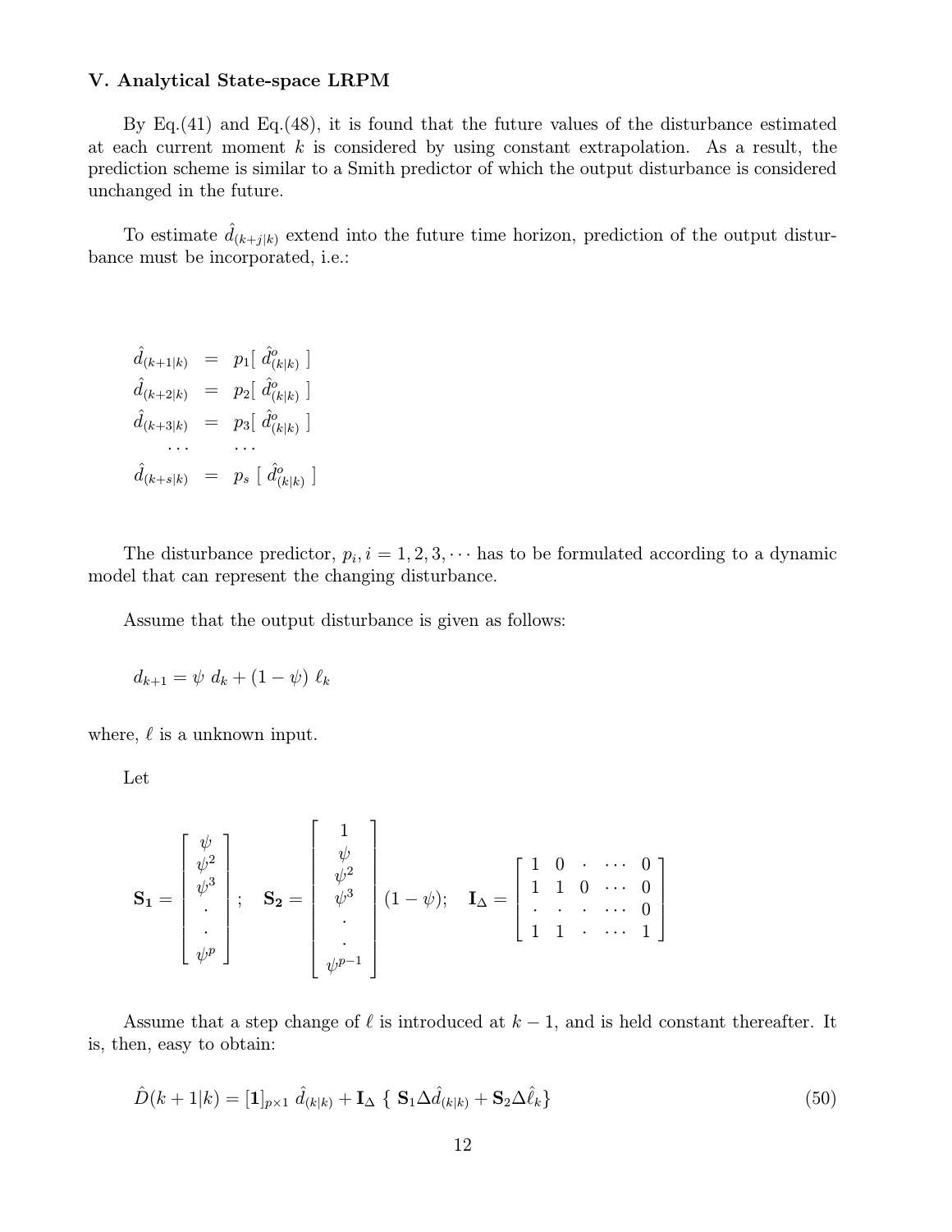### V. Analytical State-space LRPM

By Eq.(41) and Eq.(48), it is found that the future values of the disturbance estimated at each current moment $k$ is considered by using constant extrapolation. As a result, the prediction scheme is similar to a Smith predictor of which the output disturbance is considered unchanged in the future.

To estimate $\hat{d}_{(k+j|k)}$ extend into the future time horizon, prediction of the output disturbance must be incorporated, i.e.:

$$
\begin{aligned}
\hat{d}_{(k+1|k)} &= p_1[\ \hat{d}^o_{(k|k)}\ ] \\
\hat{d}_{(k+2|k)} &= p_2[\ \hat{d}^o_{(k|k)}\ ] \\
\hat{d}_{(k+3|k)} &= p_3[\ \hat{d}^o_{(k|k)}\ ] \\
\cdots & \quad \cdots \\
\hat{d}_{(k+s|k)} &= p_s\ [\ \hat{d}^o_{(k|k)}\ ]
\end{aligned}
$$

The disturbance predictor, $p_i, i = 1, 2, 3, \cdots$ has to be formulated according to a dynamic model that can represent the changing disturbance.

Assume that the output disturbance is given as follows:

$$
d_{k+1} = \psi\ d_k + (1 - \psi)\ \ell_k
$$

where, $\ell$ is a unknown input.

Let

$$
\mathbf{S_1} = \begin{bmatrix} \psi \\ \psi^2 \\ \psi^3 \\ \cdot \\ \cdot \\ \psi^p \end{bmatrix}; \quad \mathbf{S_2} = \begin{bmatrix} 1 \\ \psi \\ \psi^2 \\ \psi^3 \\ \cdot \\ \cdot \\ \psi^{p-1} \end{bmatrix} (1 - \psi); \quad \mathbf{I}_\Delta = \begin{bmatrix} 1 & 0 & \cdot & \cdots & 0 \\ 1 & 1 & 0 & \cdots & 0 \\ \cdot & \cdot & \cdot & \cdots & 0 \\ 1 & 1 & \cdot & \cdots & 1 \end{bmatrix}
$$

Assume that a step change of $\ell$ is introduced at $k - 1$, and is held constant thereafter. It is, then, easy to obtain:

$$
\hat{D}(k+1|k) = [\mathbf{1}]_{p \times 1}\ \hat{d}_{(k|k)} + \mathbf{I}_\Delta\ \{\ \mathbf{S}_1 \Delta \hat{d}_{(k|k)} + \mathbf{S}_2 \Delta \hat{\ell}_k \} \tag{50}
$$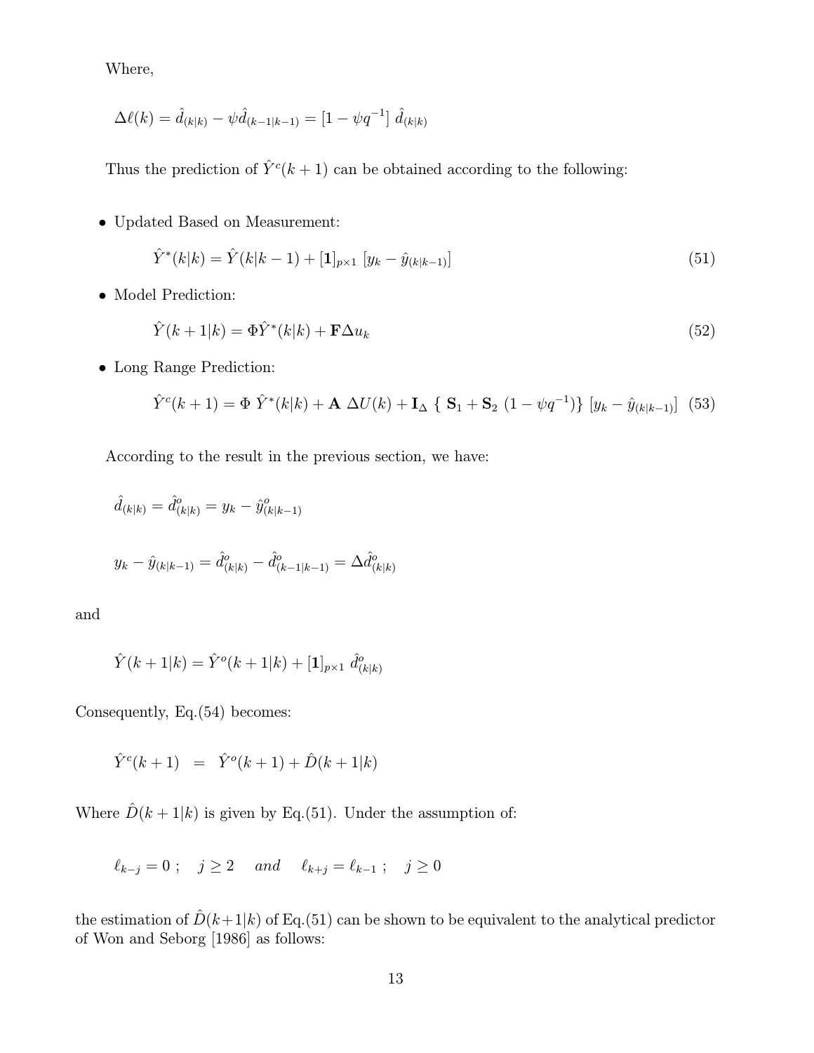Where,

$$\Delta\ell(k) = \hat{d}_{(k|k)} - \psi\hat{d}_{(k-1|k-1)} = \left[1 - \psi q^{-1}\right] \hat{d}_{(k|k)}$$

Thus the prediction of $\hat{Y}^c(k+1)$ can be obtained according to the following:

- Updated Based on Measurement:

$$\hat{Y}^*(k|k) = \hat{Y}(k|k-1) + [\mathbf{1}]_{p\times 1} \left[y_k - \hat{y}_{(k|k-1)}\right] \tag{51}$$

- Model Prediction:

$$\hat{Y}(k+1|k) = \Phi\hat{Y}^*(k|k) + \mathbf{F}\Delta u_k \tag{52}$$

- Long Range Prediction:

$$\hat{Y}^c(k+1) = \Phi\ \hat{Y}^*(k|k) + \mathbf{A}\ \Delta U(k) + \mathbf{I}_\Delta\ \{\ \mathbf{S}_1 + \mathbf{S}_2\ (1 - \psi q^{-1})\}\ \left[y_k - \hat{y}_{(k|k-1)}\right] \tag{53}$$

According to the result in the previous section, we have:

$$\hat{d}_{(k|k)} = \hat{d}^o_{(k|k)} = y_k - \hat{y}^o_{(k|k-1)}$$

$$y_k - \hat{y}_{(k|k-1)} = \hat{d}^o_{(k|k)} - \hat{d}^o_{(k-1|k-1)} = \Delta\hat{d}^o_{(k|k)}$$

and

$$\hat{Y}(k+1|k) = \hat{Y}^o(k+1|k) + [\mathbf{1}]_{p\times 1}\ \hat{d}^o_{(k|k)}$$

Consequently, Eq.(54) becomes:

$$\hat{Y}^c(k+1) \quad = \quad \hat{Y}^o(k+1) + \hat{D}(k+1|k)$$

Where $\hat{D}(k+1|k)$ is given by Eq.(51). Under the assumption of:

$$\ell_{k-j} = 0\ ; \quad j \geq 2 \quad\ \ and \quad\ \ \ell_{k+j} = \ell_{k-1}\ ; \quad j \geq 0$$

the estimation of $\hat{D}(k+1|k)$ of Eq.(51) can be shown to be equivalent to the analytical predictor of Won and Seborg [1986] as follows: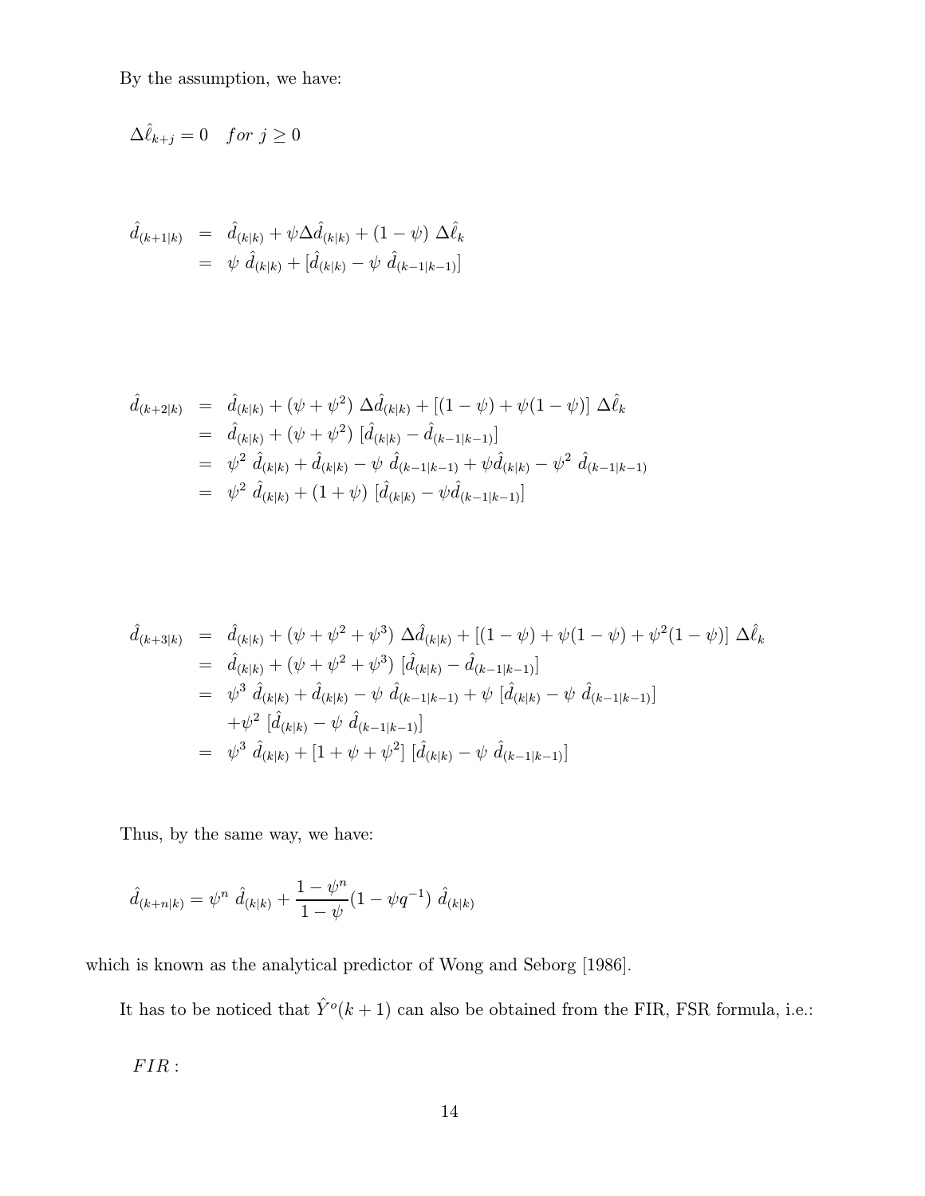By the assumption, we have:

$$\Delta\hat{\ell}_{k+j} = 0 \quad for\ j \geq 0$$

$$\begin{aligned}
\hat{d}_{(k+1|k)} &= \hat{d}_{(k|k)} + \psi \Delta\hat{d}_{(k|k)} + (1-\psi)\ \Delta\hat{\ell}_k \\
&= \psi\ \hat{d}_{(k|k)} + [\hat{d}_{(k|k)} - \psi\ \hat{d}_{(k-1|k-1)}]
\end{aligned}$$

$$\begin{aligned}
\hat{d}_{(k+2|k)} &= \hat{d}_{(k|k)} + (\psi + \psi^2)\ \Delta\hat{d}_{(k|k)} + [(1-\psi) + \psi(1-\psi)]\ \Delta\hat{\ell}_k \\
&= \hat{d}_{(k|k)} + (\psi + \psi^2)\ [\hat{d}_{(k|k)} - \hat{d}_{(k-1|k-1)}] \\
&= \psi^2\ \hat{d}_{(k|k)} + \hat{d}_{(k|k)} - \psi\ \hat{d}_{(k-1|k-1)} + \psi\hat{d}_{(k|k)} - \psi^2\ \hat{d}_{(k-1|k-1)} \\
&= \psi^2\ \hat{d}_{(k|k)} + (1+\psi)\ [\hat{d}_{(k|k)} - \psi\hat{d}_{(k-1|k-1)}]
\end{aligned}$$

$$\begin{aligned}
\hat{d}_{(k+3|k)} &= \hat{d}_{(k|k)} + (\psi + \psi^2 + \psi^3)\ \Delta\hat{d}_{(k|k)} + [(1-\psi) + \psi(1-\psi) + \psi^2(1-\psi)]\ \Delta\hat{\ell}_k \\
&= \hat{d}_{(k|k)} + (\psi + \psi^2 + \psi^3)\ [\hat{d}_{(k|k)} - \hat{d}_{(k-1|k-1)}] \\
&= \psi^3\ \hat{d}_{(k|k)} + \hat{d}_{(k|k)} - \psi\ \hat{d}_{(k-1|k-1)} + \psi\ [\hat{d}_{(k|k)} - \psi\ \hat{d}_{(k-1|k-1)}] \\
&\quad + \psi^2\ [\hat{d}_{(k|k)} - \psi\ \hat{d}_{(k-1|k-1)}] \\
&= \psi^3\ \hat{d}_{(k|k)} + [1 + \psi + \psi^2]\ [\hat{d}_{(k|k)} - \psi\ \hat{d}_{(k-1|k-1)}]
\end{aligned}$$

Thus, by the same way, we have:

$$\hat{d}_{(k+n|k)} = \psi^n\ \hat{d}_{(k|k)} + \frac{1-\psi^n}{1-\psi}(1 - \psi q^{-1})\ \hat{d}_{(k|k)}$$

which is known as the analytical predictor of Wong and Seborg [1986].

It has to be noticed that $\hat{Y}^o(k+1)$ can also be obtained from the FIR, FSR formula, i.e.:

$FIR:$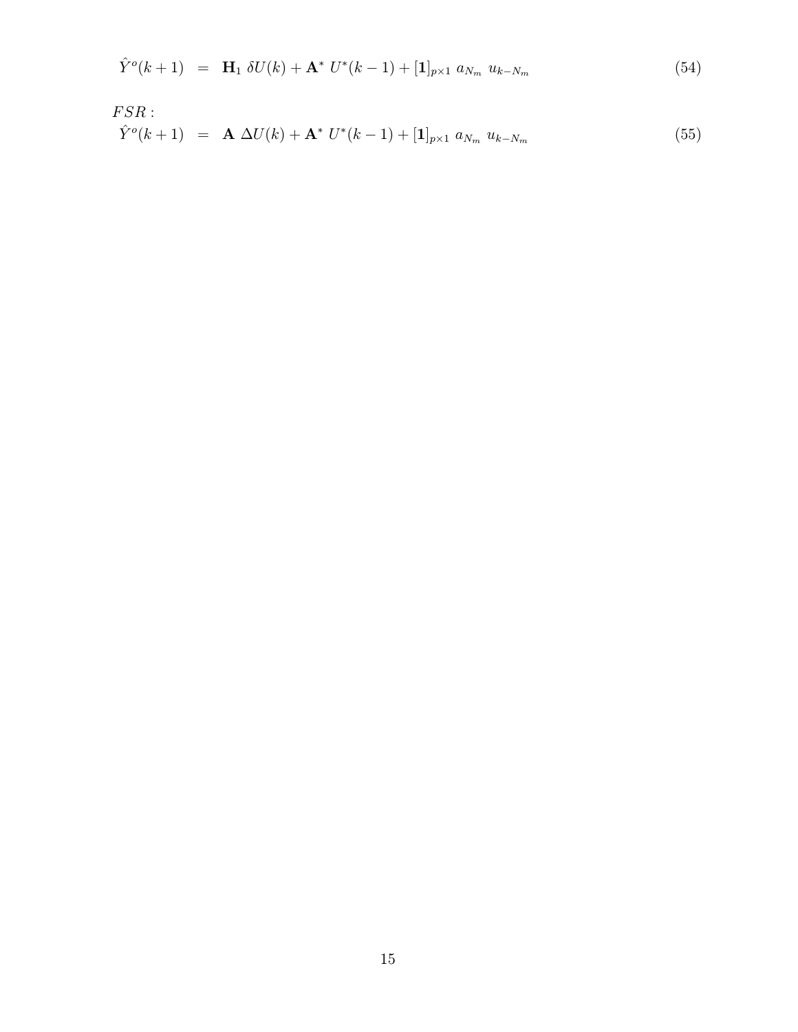$$\hat{Y}^o(k+1) \;\; = \;\; \mathbf{H}_1 \; \delta U(k) + \mathbf{A}^* \; U^*(k-1) + [\mathbf{1}]_{p \times 1} \; a_{N_m} \; u_{k-N_m} \tag{54}$$

$FSR:$

$$\hat{Y}^o(k+1) \;\; = \;\; \mathbf{A} \; \Delta U(k) + \mathbf{A}^* \; U^*(k-1) + [\mathbf{1}]_{p \times 1} \; a_{N_m} \; u_{k-N_m} \tag{55}$$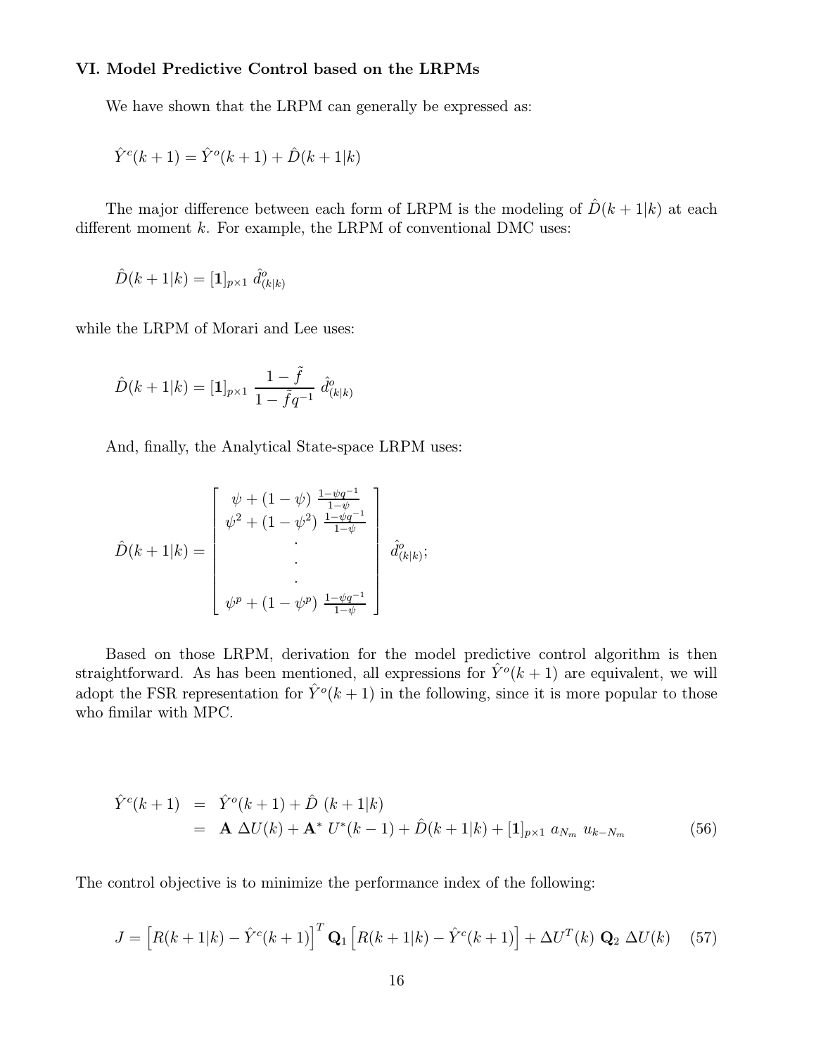### VI. Model Predictive Control based on the LRPMs

We have shown that the LRPM can generally be expressed as:

$$\hat{Y}^c(k+1) = \hat{Y}^o(k+1) + \hat{D}(k+1|k)$$

The major difference between each form of LRPM is the modeling of $\hat{D}(k+1|k)$ at each different moment $k$. For example, the LRPM of conventional DMC uses:

$$\hat{D}(k+1|k) = [\mathbf{1}]_{p\times 1}\ \hat{d}^o_{(k|k)}$$

while the LRPM of Morari and Lee uses:

$$\hat{D}(k+1|k) = [\mathbf{1}]_{p\times 1}\ \frac{1-\tilde{f}}{1-\tilde{f}q^{-1}}\ \hat{d}^o_{(k|k)}$$

And, finally, the Analytical State-space LRPM uses:

$$\hat{D}(k+1|k) = \begin{bmatrix} \psi + (1-\psi)\ \frac{1-\psi q^{-1}}{1-\psi} \\ \psi^2 + (1-\psi^2)\ \frac{1-\psi q^{-1}}{1-\psi} \\ \cdot \\ \cdot \\ \cdot \\ \psi^p + (1-\psi^p)\ \frac{1-\psi q^{-1}}{1-\psi} \end{bmatrix} \hat{d}^o_{(k|k)};$$

Based on those LRPM, derivation for the model predictive control algorithm is then straightforward. As has been mentioned, all expressions for $\hat{Y}^o(k+1)$ are equivalent, we will adopt the FSR representation for $\hat{Y}^o(k+1)$ in the following, since it is more popular to those who fimilar with MPC.

$$\begin{aligned} \hat{Y}^c(k+1) &= \hat{Y}^o(k+1) + \hat{D}\ (k+1|k) \\ &= \mathbf{A}\ \Delta U(k) + \mathbf{A}^*\ U^*(k-1) + \hat{D}(k+1|k) + [\mathbf{1}]_{p\times 1}\ a_{N_m}\ u_{k-N_m} \end{aligned} \tag{56}$$

The control objective is to minimize the performance index of the following:

$$J = \left[R(k+1|k) - \hat{Y}^c(k+1)\right]^T \mathbf{Q}_1 \left[R(k+1|k) - \hat{Y}^c(k+1)\right] + \Delta U^T(k)\ \mathbf{Q}_2\ \Delta U(k) \tag{57}$$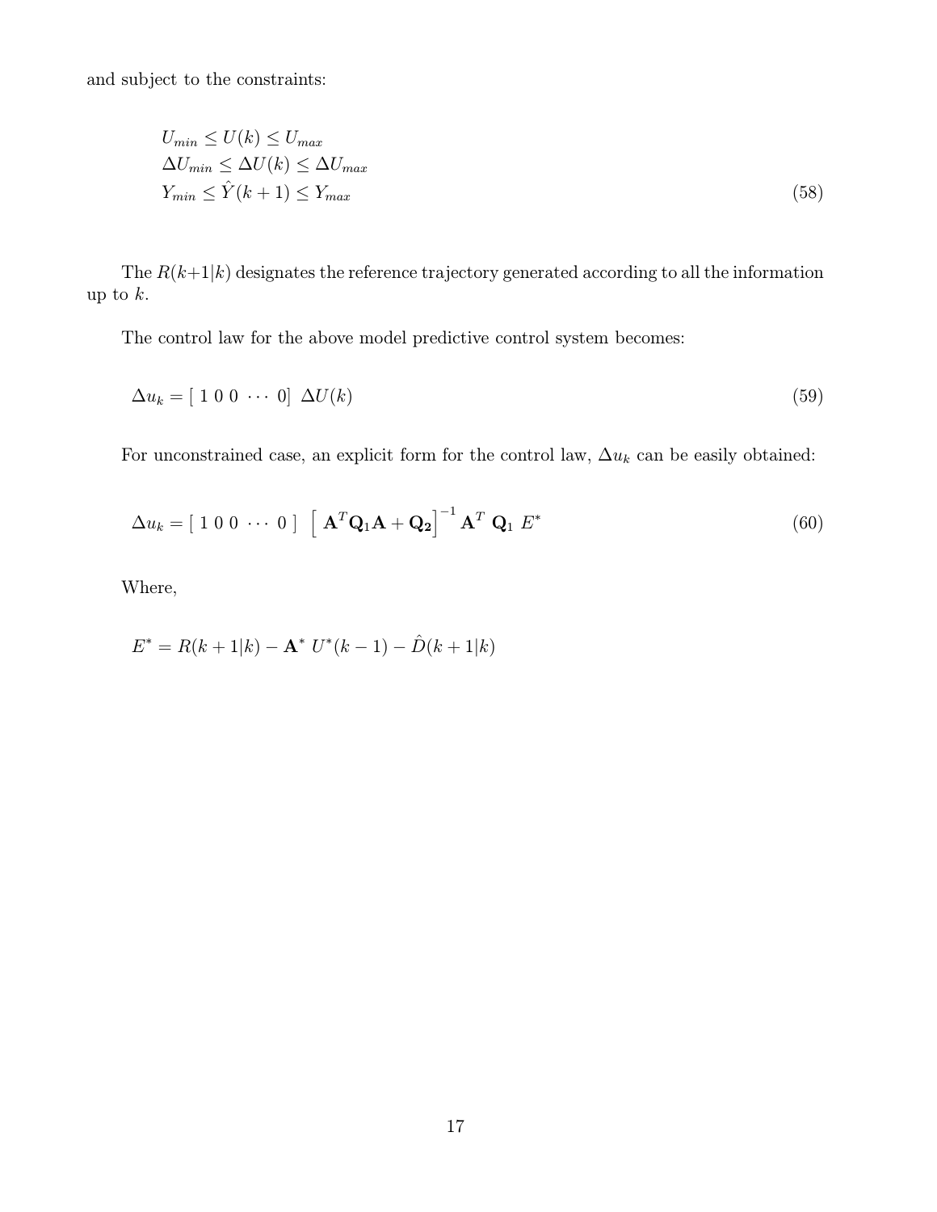and subject to the constraints:

$$
\begin{aligned}
&U_{min} \leq U(k) \leq U_{max} \\
&\Delta U_{min} \leq \Delta U(k) \leq \Delta U_{max} \\
&Y_{min} \leq \hat{Y}(k+1) \leq Y_{max}
\end{aligned}
\tag{58}
$$

The $R(k+1|k)$ designates the reference trajectory generated according to all the information up to $k$.

The control law for the above model predictive control system becomes:

$$
\Delta u_k = [\ 1\ 0\ 0\ \cdots\ 0]\ \Delta U(k) \tag{59}
$$

For unconstrained case, an explicit form for the control law, $\Delta u_k$ can be easily obtained:

$$
\Delta u_k = [\ 1\ 0\ 0\ \cdots\ 0\ ]\ \left[\ \mathbf{A}^T \mathbf{Q}_1 \mathbf{A} + \mathbf{Q_2} \right]^{-1} \mathbf{A}^T\ \mathbf{Q}_1\ E^* \tag{60}
$$

Where,

$$
E^* = R(k+1|k) - \mathbf{A}^*\ U^*(k-1) - \hat{D}(k+1|k)
$$